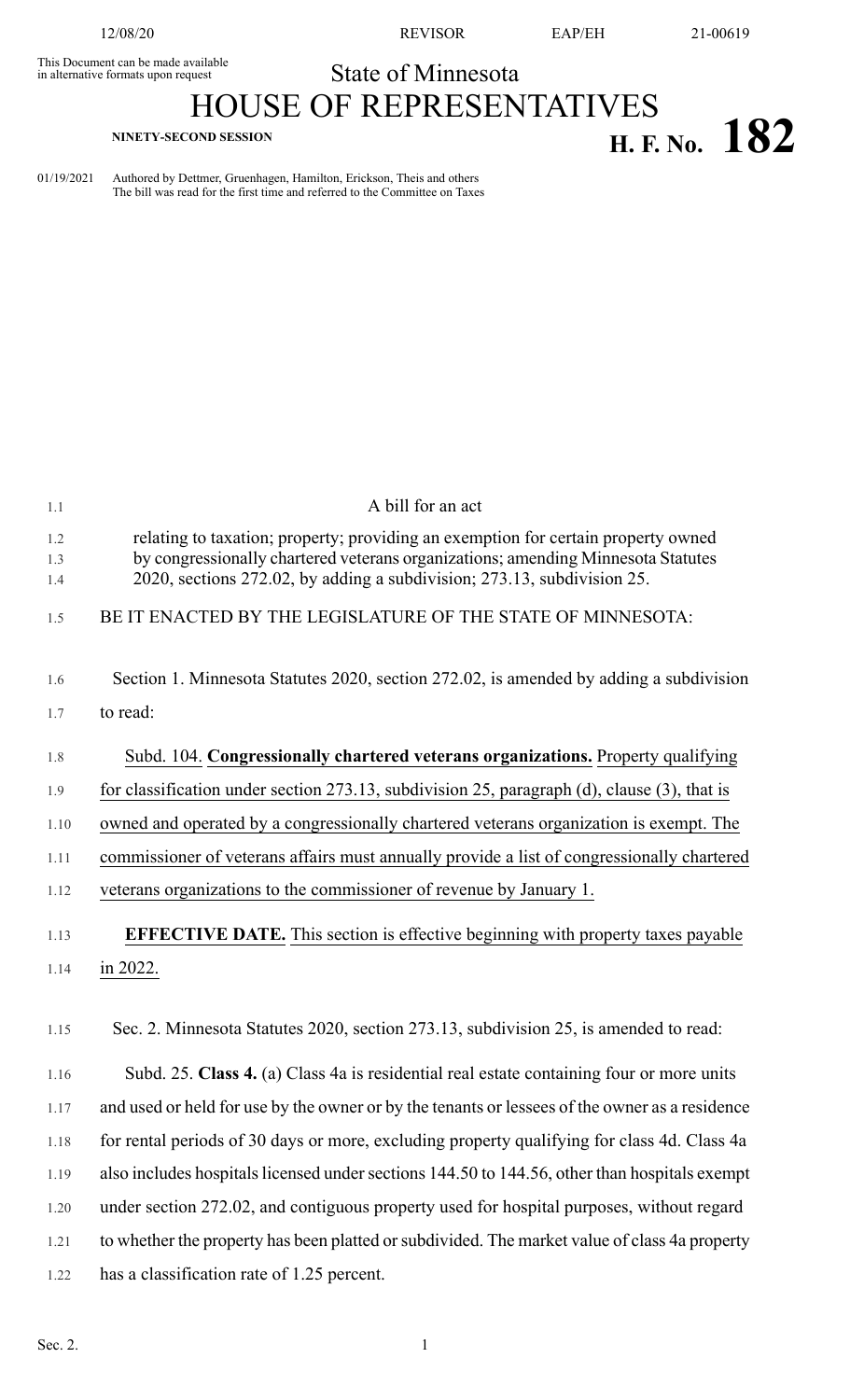This Document can be made available in alternative formats upon request

State of Minnesota

# HOUSE OF REPRESENTATIVES

NINETY-SECOND SESSION

# H. F. No. 182

01/19/2021 Authored by Dettmer, Gruenhagen, Hamilton, Erickson, Theis and others
The bill was read for the first time and referred to the Committee on Taxes

A bill for an act

relating to taxation; property; providing an exemption for certain property owned by congressionally chartered veterans organizations; amending Minnesota Statutes 2020, sections 272.02, by adding a subdivision; 273.13, subdivision 25.

BE IT ENACTED BY THE LEGISLATURE OF THE STATE OF MINNESOTA:

Section 1. Minnesota Statutes 2020, section 272.02, is amended by adding a subdivision to read:

Subd. 104. **Congressionally chartered veterans organizations.** Property qualifying for classification under section 273.13, subdivision 25, paragraph (d), clause (3), that is owned and operated by a congressionally chartered veterans organization is exempt. The commissioner of veterans affairs must annually provide a list of congressionally chartered veterans organizations to the commissioner of revenue by January 1.

**EFFECTIVE DATE.** This section is effective beginning with property taxes payable in 2022.

Sec. 2. Minnesota Statutes 2020, section 273.13, subdivision 25, is amended to read:

Subd. 25. **Class 4.** (a) Class 4a is residential real estate containing four or more units and used or held for use by the owner or by the tenants or lessees of the owner as a residence for rental periods of 30 days or more, excluding property qualifying for class 4d. Class 4a also includes hospitals licensed under sections 144.50 to 144.56, other than hospitals exempt under section 272.02, and contiguous property used for hospital purposes, without regard to whether the property has been platted or subdivided. The market value of class 4a property has a classification rate of 1.25 percent.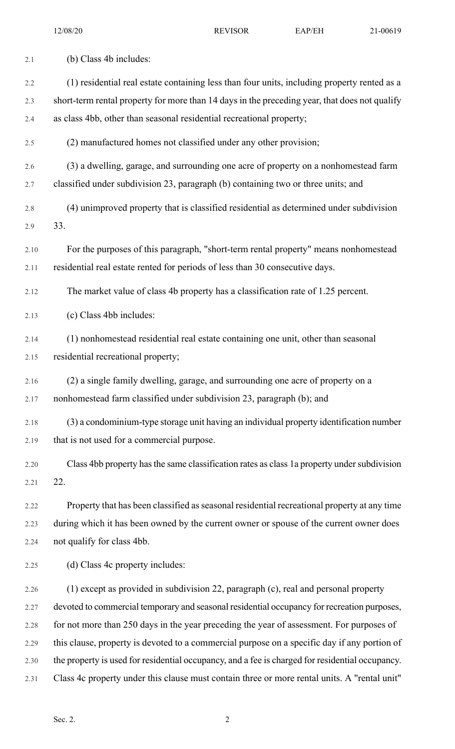(b) Class 4b includes:

(1) residential real estate containing less than four units, including property rented as a short-term rental property for more than 14 days in the preceding year, that does not qualify as class 4bb, other than seasonal residential recreational property;

(2) manufactured homes not classified under any other provision;

(3) a dwelling, garage, and surrounding one acre of property on a nonhomestead farm classified under subdivision 23, paragraph (b) containing two or three units; and

(4) unimproved property that is classified residential as determined under subdivision 33.

For the purposes of this paragraph, "short-term rental property" means nonhomestead residential real estate rented for periods of less than 30 consecutive days.

The market value of class 4b property has a classification rate of 1.25 percent.

(c) Class 4bb includes:

(1) nonhomestead residential real estate containing one unit, other than seasonal residential recreational property;

(2) a single family dwelling, garage, and surrounding one acre of property on a nonhomestead farm classified under subdivision 23, paragraph (b); and

(3) a condominium-type storage unit having an individual property identification number that is not used for a commercial purpose.

Class 4bb property has the same classification rates as class 1a property under subdivision 22.

Property that has been classified as seasonal residential recreational property at any time during which it has been owned by the current owner or spouse of the current owner does not qualify for class 4bb.

(d) Class 4c property includes:

(1) except as provided in subdivision 22, paragraph (c), real and personal property devoted to commercial temporary and seasonal residential occupancy for recreation purposes, for not more than 250 days in the year preceding the year of assessment. For purposes of this clause, property is devoted to a commercial purpose on a specific day if any portion of the property is used for residential occupancy, and a fee is charged for residential occupancy. Class 4c property under this clause must contain three or more rental units. A "rental unit"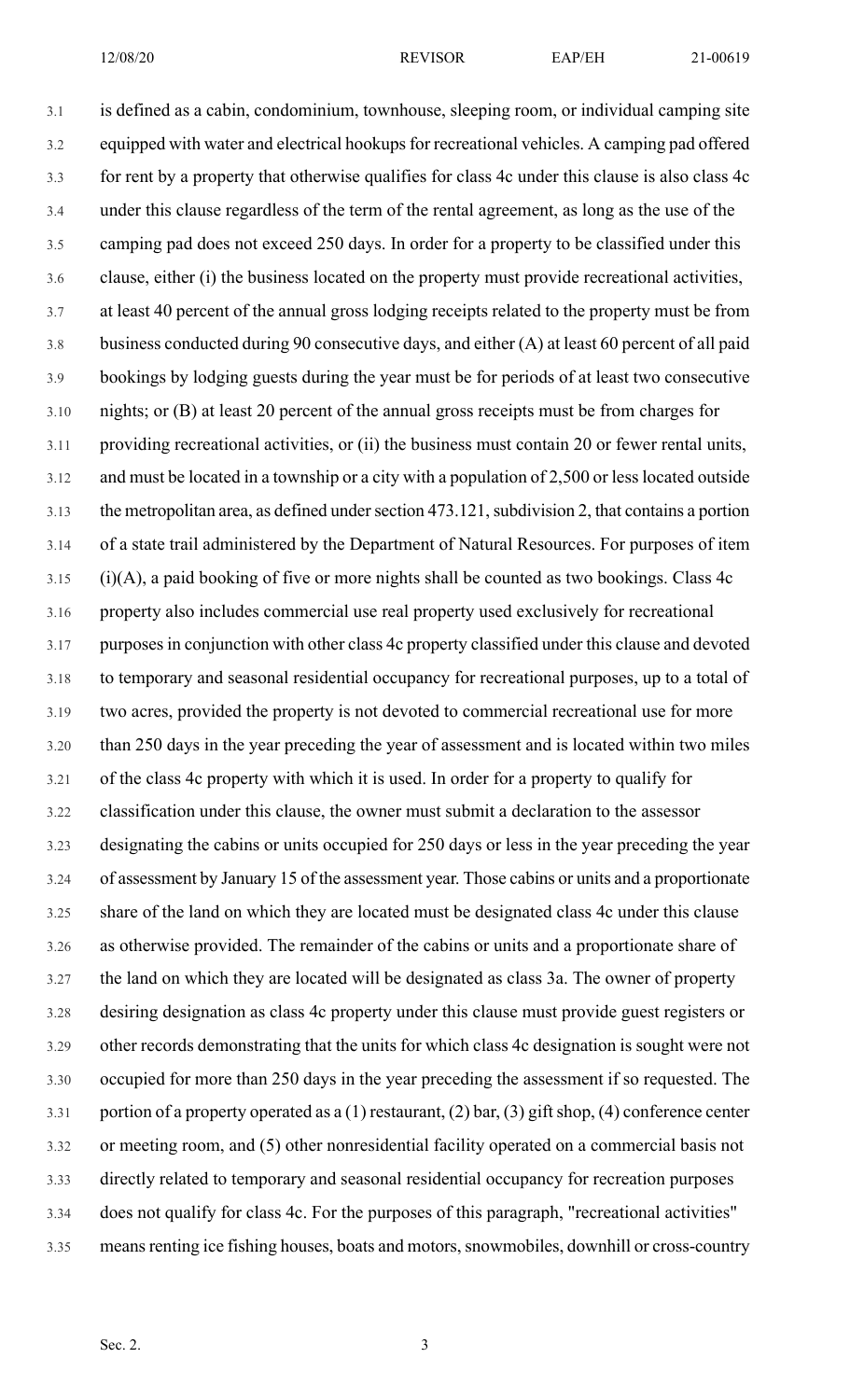is defined as a cabin, condominium, townhouse, sleeping room, or individual camping site equipped with water and electrical hookups for recreational vehicles. A camping pad offered for rent by a property that otherwise qualifies for class 4c under this clause is also class 4c under this clause regardless of the term of the rental agreement, as long as the use of the camping pad does not exceed 250 days. In order for a property to be classified under this clause, either (i) the business located on the property must provide recreational activities, at least 40 percent of the annual gross lodging receipts related to the property must be from business conducted during 90 consecutive days, and either (A) at least 60 percent of all paid bookings by lodging guests during the year must be for periods of at least two consecutive nights; or (B) at least 20 percent of the annual gross receipts must be from charges for providing recreational activities, or (ii) the business must contain 20 or fewer rental units, and must be located in a township or a city with a population of 2,500 or less located outside the metropolitan area, as defined under section 473.121, subdivision 2, that contains a portion of a state trail administered by the Department of Natural Resources. For purposes of item (i)(A), a paid booking of five or more nights shall be counted as two bookings. Class 4c property also includes commercial use real property used exclusively for recreational purposes in conjunction with other class 4c property classified under this clause and devoted to temporary and seasonal residential occupancy for recreational purposes, up to a total of two acres, provided the property is not devoted to commercial recreational use for more than 250 days in the year preceding the year of assessment and is located within two miles of the class 4c property with which it is used. In order for a property to qualify for classification under this clause, the owner must submit a declaration to the assessor designating the cabins or units occupied for 250 days or less in the year preceding the year of assessment by January 15 of the assessment year. Those cabins or units and a proportionate share of the land on which they are located must be designated class 4c under this clause as otherwise provided. The remainder of the cabins or units and a proportionate share of the land on which they are located will be designated as class 3a. The owner of property desiring designation as class 4c property under this clause must provide guest registers or other records demonstrating that the units for which class 4c designation is sought were not occupied for more than 250 days in the year preceding the assessment if so requested. The portion of a property operated as a (1) restaurant, (2) bar, (3) gift shop, (4) conference center or meeting room, and (5) other nonresidential facility operated on a commercial basis not directly related to temporary and seasonal residential occupancy for recreation purposes does not qualify for class 4c. For the purposes of this paragraph, "recreational activities" means renting ice fishing houses, boats and motors, snowmobiles, downhill or cross-country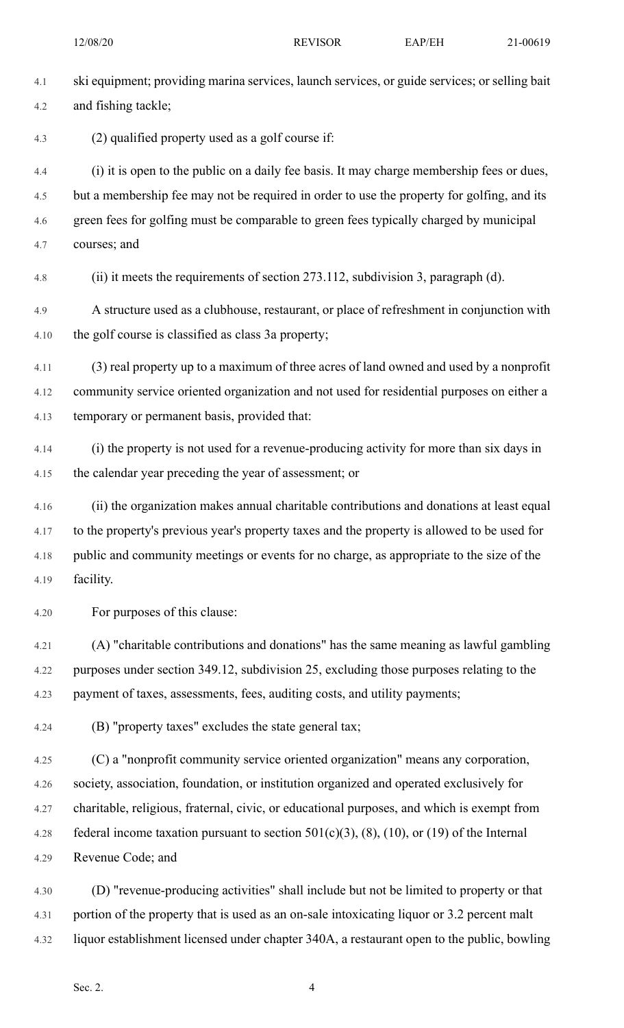ski equipment; providing marina services, launch services, or guide services; or selling bait and fishing tackle;

(2) qualified property used as a golf course if:

(i) it is open to the public on a daily fee basis. It may charge membership fees or dues, but a membership fee may not be required in order to use the property for golfing, and its green fees for golfing must be comparable to green fees typically charged by municipal courses; and

(ii) it meets the requirements of section 273.112, subdivision 3, paragraph (d).

A structure used as a clubhouse, restaurant, or place of refreshment in conjunction with the golf course is classified as class 3a property;

(3) real property up to a maximum of three acres of land owned and used by a nonprofit community service oriented organization and not used for residential purposes on either a temporary or permanent basis, provided that:

(i) the property is not used for a revenue-producing activity for more than six days in the calendar year preceding the year of assessment; or

(ii) the organization makes annual charitable contributions and donations at least equal to the property's previous year's property taxes and the property is allowed to be used for public and community meetings or events for no charge, as appropriate to the size of the facility.

For purposes of this clause:

(A) "charitable contributions and donations" has the same meaning as lawful gambling purposes under section 349.12, subdivision 25, excluding those purposes relating to the payment of taxes, assessments, fees, auditing costs, and utility payments;

(B) "property taxes" excludes the state general tax;

(C) a "nonprofit community service oriented organization" means any corporation, society, association, foundation, or institution organized and operated exclusively for charitable, religious, fraternal, civic, or educational purposes, and which is exempt from federal income taxation pursuant to section 501(c)(3), (8), (10), or (19) of the Internal Revenue Code; and

(D) "revenue-producing activities" shall include but not be limited to property or that portion of the property that is used as an on-sale intoxicating liquor or 3.2 percent malt liquor establishment licensed under chapter 340A, a restaurant open to the public, bowling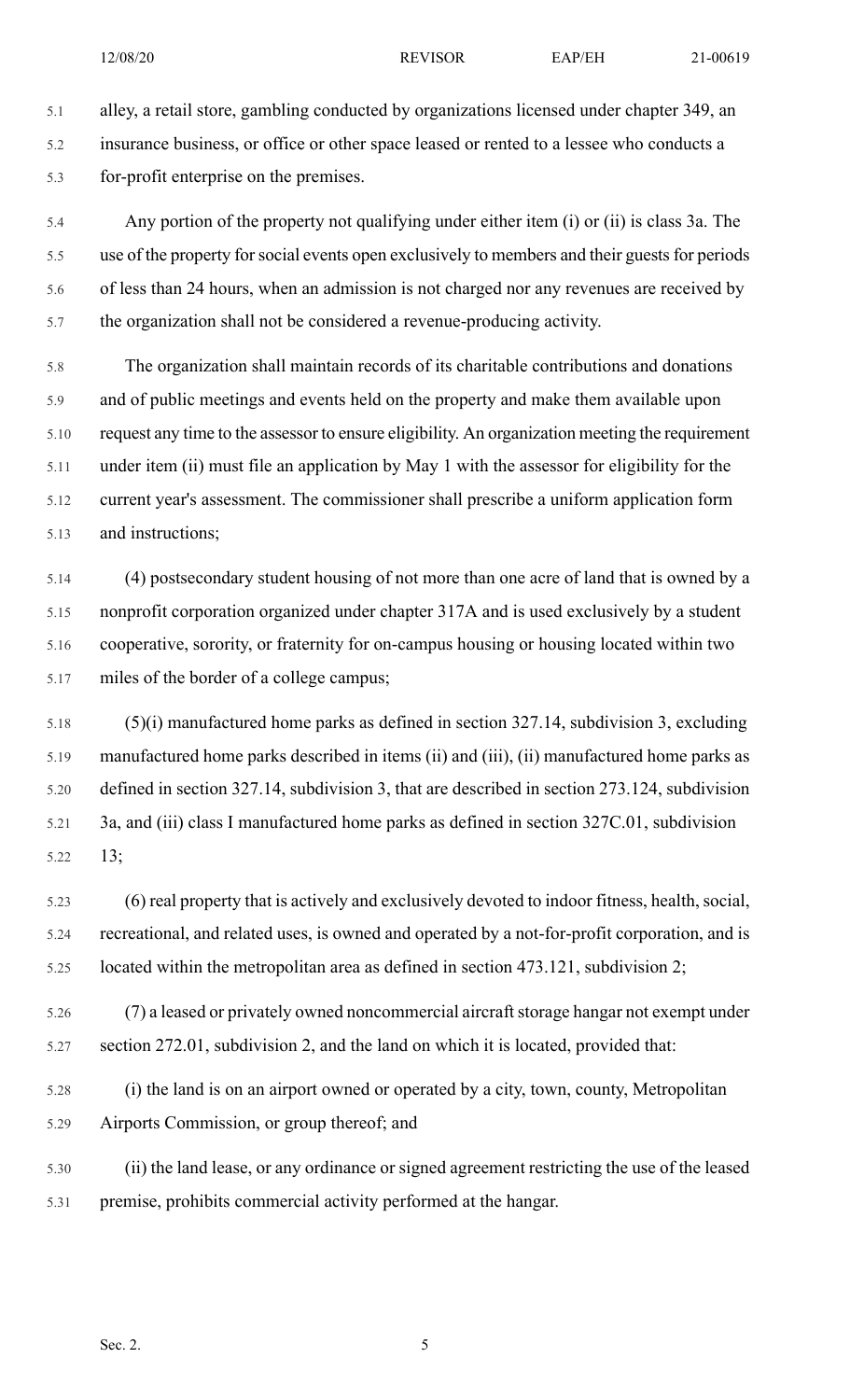alley, a retail store, gambling conducted by organizations licensed under chapter 349, an insurance business, or office or other space leased or rented to a lessee who conducts a for-profit enterprise on the premises.

Any portion of the property not qualifying under either item (i) or (ii) is class 3a. The use of the property for social events open exclusively to members and their guests for periods of less than 24 hours, when an admission is not charged nor any revenues are received by the organization shall not be considered a revenue-producing activity.

The organization shall maintain records of its charitable contributions and donations and of public meetings and events held on the property and make them available upon request any time to the assessor to ensure eligibility. An organization meeting the requirement under item (ii) must file an application by May 1 with the assessor for eligibility for the current year's assessment. The commissioner shall prescribe a uniform application form and instructions;

(4) postsecondary student housing of not more than one acre of land that is owned by a nonprofit corporation organized under chapter 317A and is used exclusively by a student cooperative, sorority, or fraternity for on-campus housing or housing located within two miles of the border of a college campus;

(5)(i) manufactured home parks as defined in section 327.14, subdivision 3, excluding manufactured home parks described in items (ii) and (iii), (ii) manufactured home parks as defined in section 327.14, subdivision 3, that are described in section 273.124, subdivision 3a, and (iii) class I manufactured home parks as defined in section 327C.01, subdivision 13;

(6) real property that is actively and exclusively devoted to indoor fitness, health, social, recreational, and related uses, is owned and operated by a not-for-profit corporation, and is located within the metropolitan area as defined in section 473.121, subdivision 2;

(7) a leased or privately owned noncommercial aircraft storage hangar not exempt under section 272.01, subdivision 2, and the land on which it is located, provided that:

(i) the land is on an airport owned or operated by a city, town, county, Metropolitan Airports Commission, or group thereof; and

(ii) the land lease, or any ordinance or signed agreement restricting the use of the leased premise, prohibits commercial activity performed at the hangar.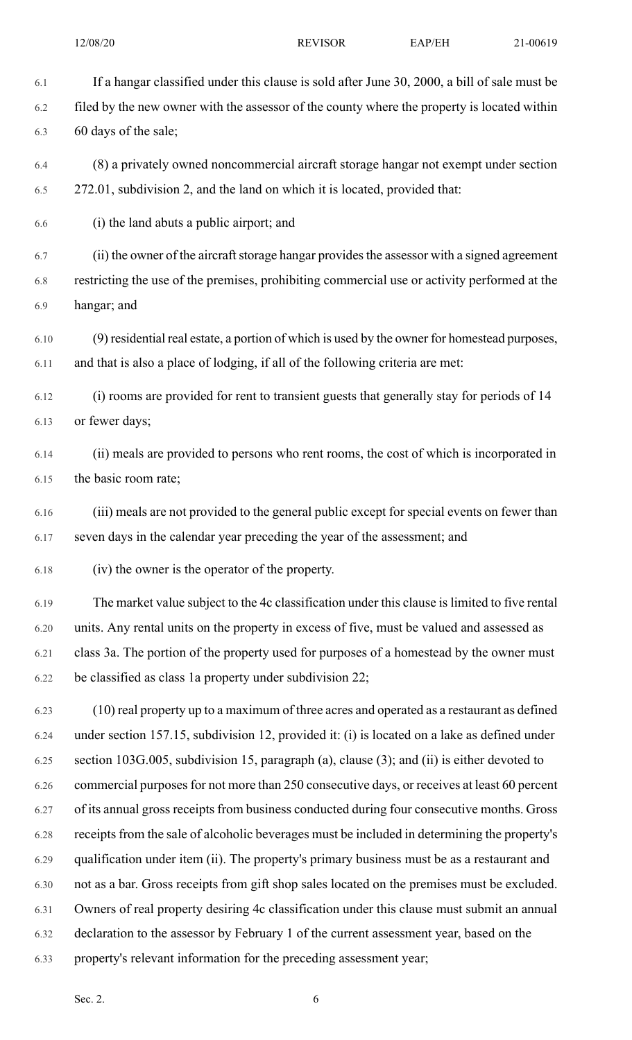If a hangar classified under this clause is sold after June 30, 2000, a bill of sale must be filed by the new owner with the assessor of the county where the property is located within 60 days of the sale;

(8) a privately owned noncommercial aircraft storage hangar not exempt under section 272.01, subdivision 2, and the land on which it is located, provided that:

(i) the land abuts a public airport; and

(ii) the owner of the aircraft storage hangar provides the assessor with a signed agreement restricting the use of the premises, prohibiting commercial use or activity performed at the hangar; and

(9) residential real estate, a portion of which is used by the owner for homestead purposes, and that is also a place of lodging, if all of the following criteria are met:

(i) rooms are provided for rent to transient guests that generally stay for periods of 14 or fewer days;

(ii) meals are provided to persons who rent rooms, the cost of which is incorporated in the basic room rate;

(iii) meals are not provided to the general public except for special events on fewer than seven days in the calendar year preceding the year of the assessment; and

(iv) the owner is the operator of the property.

The market value subject to the 4c classification under this clause is limited to five rental units. Any rental units on the property in excess of five, must be valued and assessed as class 3a. The portion of the property used for purposes of a homestead by the owner must be classified as class 1a property under subdivision 22;

(10) real property up to a maximum of three acres and operated as a restaurant as defined under section 157.15, subdivision 12, provided it: (i) is located on a lake as defined under section 103G.005, subdivision 15, paragraph (a), clause (3); and (ii) is either devoted to commercial purposes for not more than 250 consecutive days, or receives at least 60 percent of its annual gross receipts from business conducted during four consecutive months. Gross receipts from the sale of alcoholic beverages must be included in determining the property's qualification under item (ii). The property's primary business must be as a restaurant and not as a bar. Gross receipts from gift shop sales located on the premises must be excluded. Owners of real property desiring 4c classification under this clause must submit an annual declaration to the assessor by February 1 of the current assessment year, based on the property's relevant information for the preceding assessment year;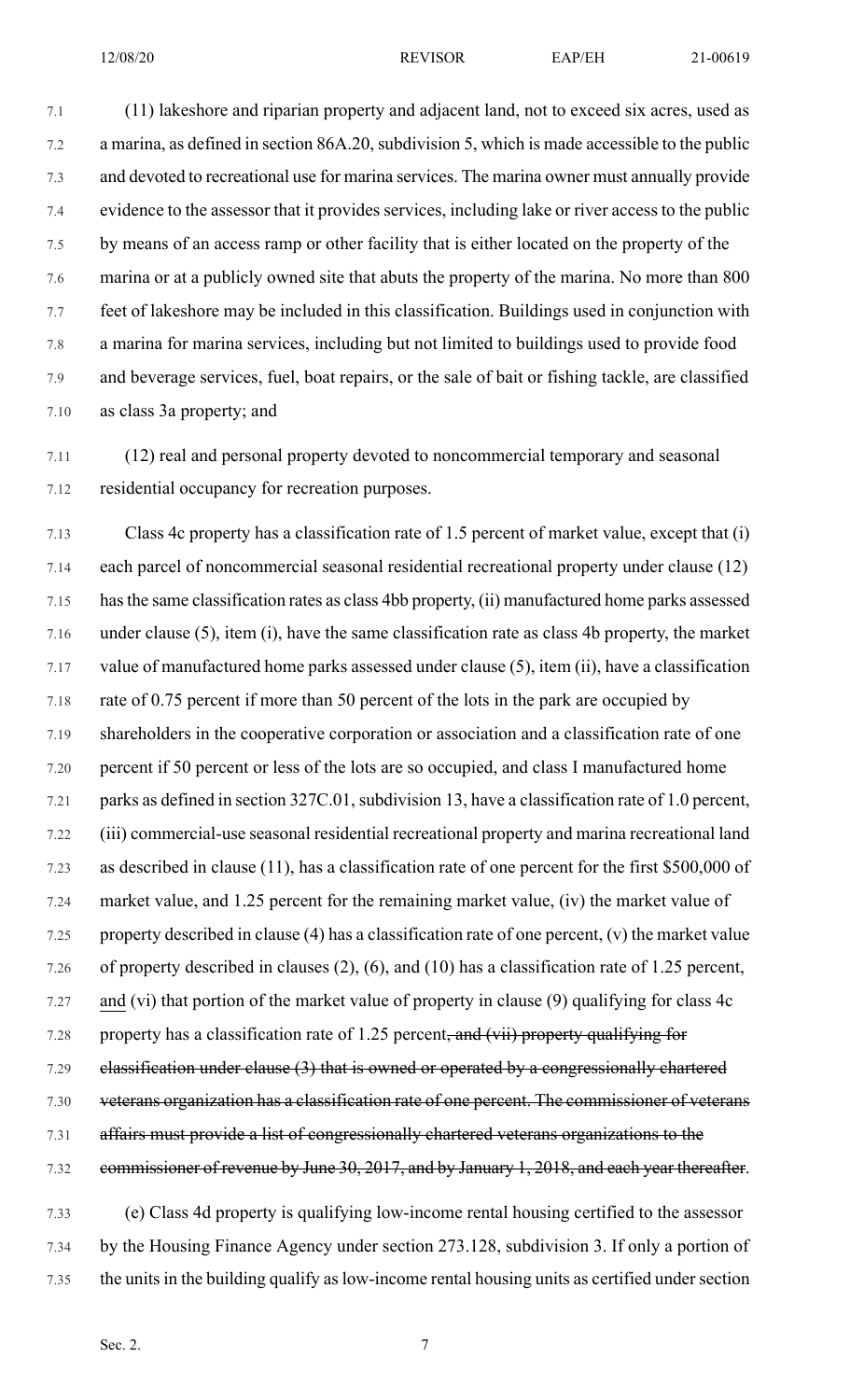(11) lakeshore and riparian property and adjacent land, not to exceed six acres, used as a marina, as defined in section 86A.20, subdivision 5, which is made accessible to the public and devoted to recreational use for marina services. The marina owner must annually provide evidence to the assessor that it provides services, including lake or river access to the public by means of an access ramp or other facility that is either located on the property of the marina or at a publicly owned site that abuts the property of the marina. No more than 800 feet of lakeshore may be included in this classification. Buildings used in conjunction with a marina for marina services, including but not limited to buildings used to provide food and beverage services, fuel, boat repairs, or the sale of bait or fishing tackle, are classified as class 3a property; and

(12) real and personal property devoted to noncommercial temporary and seasonal residential occupancy for recreation purposes.

Class 4c property has a classification rate of 1.5 percent of market value, except that (i) each parcel of noncommercial seasonal residential recreational property under clause (12) has the same classification rates as class 4bb property, (ii) manufactured home parks assessed under clause (5), item (i), have the same classification rate as class 4b property, the market value of manufactured home parks assessed under clause (5), item (ii), have a classification rate of 0.75 percent if more than 50 percent of the lots in the park are occupied by shareholders in the cooperative corporation or association and a classification rate of one percent if 50 percent or less of the lots are so occupied, and class I manufactured home parks as defined in section 327C.01, subdivision 13, have a classification rate of 1.0 percent, (iii) commercial-use seasonal residential recreational property and marina recreational land as described in clause (11), has a classification rate of one percent for the first $500,000 of market value, and 1.25 percent for the remaining market value, (iv) the market value of property described in clause (4) has a classification rate of one percent, (v) the market value of property described in clauses (2), (6), and (10) has a classification rate of 1.25 percent, <u>and</u> (vi) that portion of the market value of property in clause (9) qualifying for class 4c property has a classification rate of 1.25 percent~~, and (vii) property qualifying for classification under clause (3) that is owned or operated by a congressionally chartered veterans organization has a classification rate of one percent. The commissioner of veterans affairs must provide a list of congressionally chartered veterans organizations to the commissioner of revenue by June 30, 2017, and by January 1, 2018, and each year thereafter~~.

(e) Class 4d property is qualifying low-income rental housing certified to the assessor by the Housing Finance Agency under section 273.128, subdivision 3. If only a portion of the units in the building qualify as low-income rental housing units as certified under section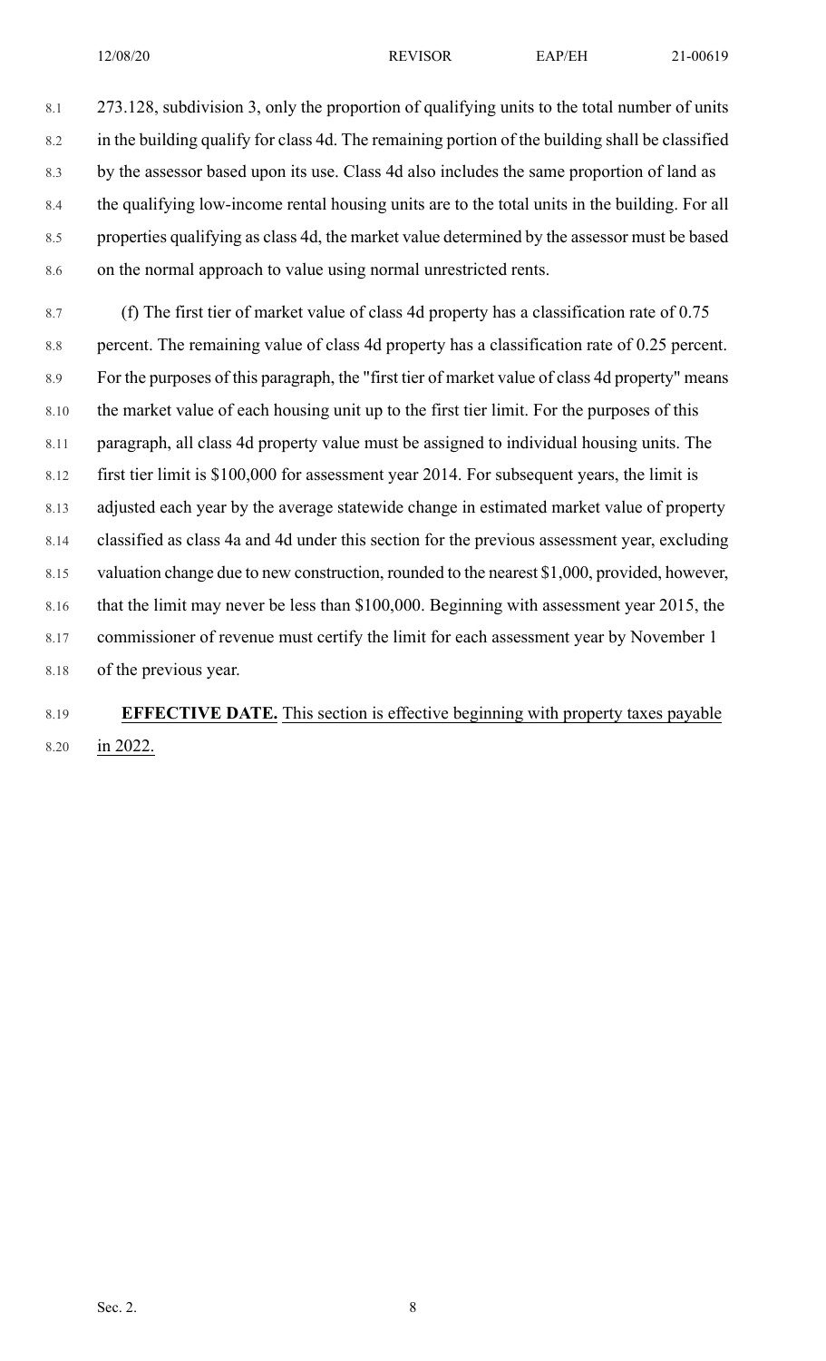273.128, subdivision 3, only the proportion of qualifying units to the total number of units in the building qualify for class 4d. The remaining portion of the building shall be classified by the assessor based upon its use. Class 4d also includes the same proportion of land as the qualifying low-income rental housing units are to the total units in the building. For all properties qualifying as class 4d, the market value determined by the assessor must be based on the normal approach to value using normal unrestricted rents.

(f) The first tier of market value of class 4d property has a classification rate of 0.75 percent. The remaining value of class 4d property has a classification rate of 0.25 percent. For the purposes of this paragraph, the "first tier of market value of class 4d property" means the market value of each housing unit up to the first tier limit. For the purposes of this paragraph, all class 4d property value must be assigned to individual housing units. The first tier limit is $100,000 for assessment year 2014. For subsequent years, the limit is adjusted each year by the average statewide change in estimated market value of property classified as class 4a and 4d under this section for the previous assessment year, excluding valuation change due to new construction, rounded to the nearest $1,000, provided, however, that the limit may never be less than $100,000. Beginning with assessment year 2015, the commissioner of revenue must certify the limit for each assessment year by November 1 of the previous year.

**EFFECTIVE DATE.** This section is effective beginning with property taxes payable in 2022.